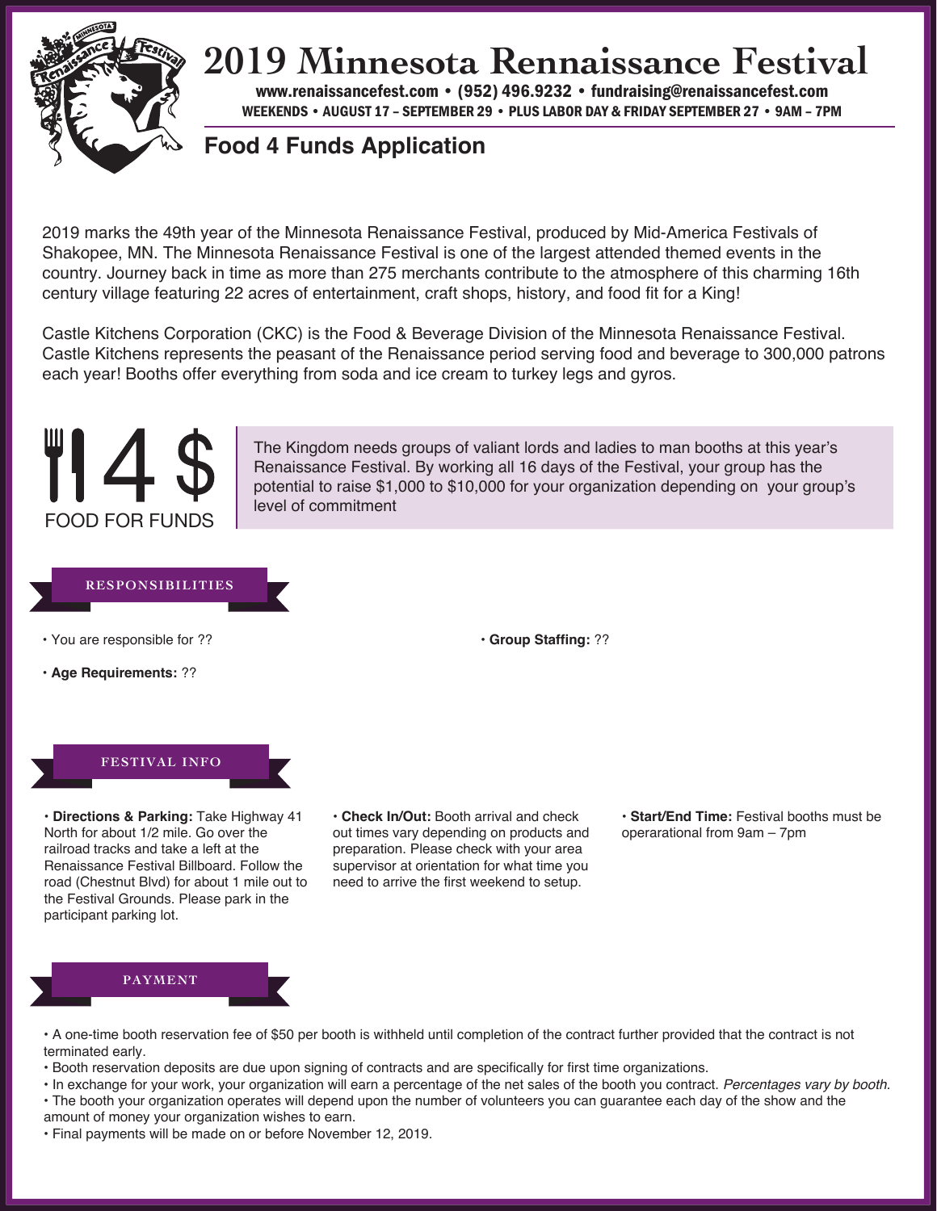# 2019 Minnesota Rennaissance Festival

**www.renaissancefest.com • (952) 496.9232 • fundraising@renaissancefest.com**

**WEEKENDS • AUGUST 17 – SEPTEMBER 29 • PLUS LABOR DAY & FRIDAY SEPTEMBER 27 • 9AM – 7PM**

## Food 4 Funds Application

2019 marks the 49th year of the Minnesota Renaissance Festival, produced by Mid-America Festivals of Shakopee, MN. The Minnesota Renaissance Festival is one of the largest attended themed events in the country. Journey back in time as more than 275 merchants contribute to the atmosphere of this charming 16th century village featuring 22 acres of entertainment, craft shops, history, and food fit for a King!

Castle Kitchens Corporation (CKC) is the Food & Beverage Division of the Minnesota Renaissance Festival. Castle Kitchens represents the peasant of the Renaissance period serving food and beverage to 300,000 patrons each year! Booths offer everything from soda and ice cream to turkey legs and gyros.

4 $ FOOD FOR FUNDS

The Kingdom needs groups of valiant lords and ladies to man booths at this year's Renaissance Festival. By working all 16 days of the Festival, your group has the potential to raise $1,000 to $10,000 for your organization depending on your group's level of commitment

### RESPONSIBILITIES

- You are responsible for ??
- **Age Requirements:** ??
- **Group Staffing:** ??

### FESTIVAL INFO

- **Directions & Parking:** Take Highway 41 North for about 1/2 mile. Go over the railroad tracks and take a left at the Renaissance Festival Billboard. Follow the road (Chestnut Blvd) for about 1 mile out to the Festival Grounds. Please park in the participant parking lot.
- **Check In/Out:** Booth arrival and check out times vary depending on products and preparation. Please check with your area supervisor at orientation for what time you need to arrive the first weekend to setup.
- **Start/End Time:** Festival booths must be operarational from 9am – 7pm

### PAYMENT

- A one-time booth reservation fee of $50 per booth is withheld until completion of the contract further provided that the contract is not terminated early.
- Booth reservation deposits are due upon signing of contracts and are specifically for first time organizations.
- In exchange for your work, your organization will earn a percentage of the net sales of the booth you contract. *Percentages vary by booth.*
- The booth your organization operates will depend upon the number of volunteers you can guarantee each day of the show and the amount of money your organization wishes to earn.
- Final payments will be made on or before November 12, 2019.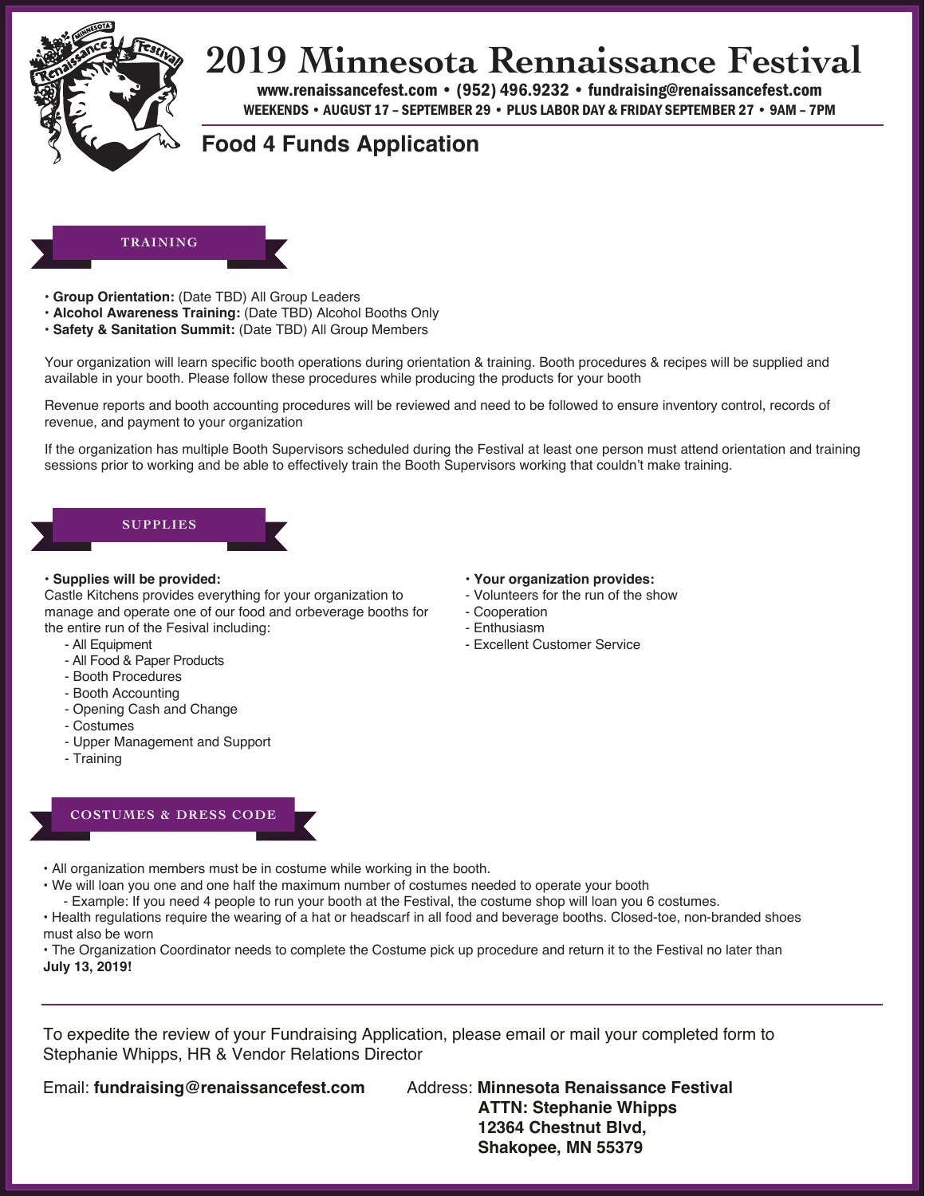# 2019 Minnesota Rennaissance Festival

**www.renaissancefest.com • (952) 496.9232 • fundraising@renaissancefest.com**

**WEEKENDS • AUGUST 17 – SEPTEMBER 29 • PLUS LABOR DAY & FRIDAY SEPTEMBER 27 • 9AM – 7PM**

## Food 4 Funds Application

### TRAINING

- **Group Orientation:** (Date TBD) All Group Leaders
- **Alcohol Awareness Training:** (Date TBD) Alcohol Booths Only
- **Safety & Sanitation Summit:** (Date TBD) All Group Members

Your organization will learn specific booth operations during orientation & training. Booth procedures & recipes will be supplied and available in your booth. Please follow these procedures while producing the products for your booth

Revenue reports and booth accounting procedures will be reviewed and need to be followed to ensure inventory control, records of revenue, and payment to your organization

If the organization has multiple Booth Supervisors scheduled during the Festival at least one person must attend orientation and training sessions prior to working and be able to effectively train the Booth Supervisors working that couldn't make training.

### SUPPLIES

- **Supplies will be provided:**
  Castle Kitchens provides everything for your organization to manage and operate one of our food and orbeverage booths for the entire run of the Fesival including:
  - All Equipment
  - All Food & Paper Products
  - Booth Procedures
  - Booth Accounting
  - Opening Cash and Change
  - Costumes
  - Upper Management and Support
  - Training

- **Your organization provides:**
  - Volunteers for the run of the show
  - Cooperation
  - Enthusiasm
  - Excellent Customer Service

### COSTUMES & DRESS CODE

- All organization members must be in costume while working in the booth.
- We will loan you one and one half the maximum number of costumes needed to operate your booth
  - Example: If you need 4 people to run your booth at the Festival, the costume shop will loan you 6 costumes.
- Health regulations require the wearing of a hat or headscarf in all food and beverage booths. Closed-toe, non-branded shoes must also be worn
- The Organization Coordinator needs to complete the Costume pick up procedure and return it to the Festival no later than **July 13, 2019!**

---

To expedite the review of your Fundraising Application, please email or mail your completed form to Stephanie Whipps, HR & Vendor Relations Director

Email: **fundraising@renaissancefest.com**

Address: **Minnesota Renaissance Festival**
**ATTN: Stephanie Whipps**
**12364 Chestnut Blvd,**
**Shakopee, MN 55379**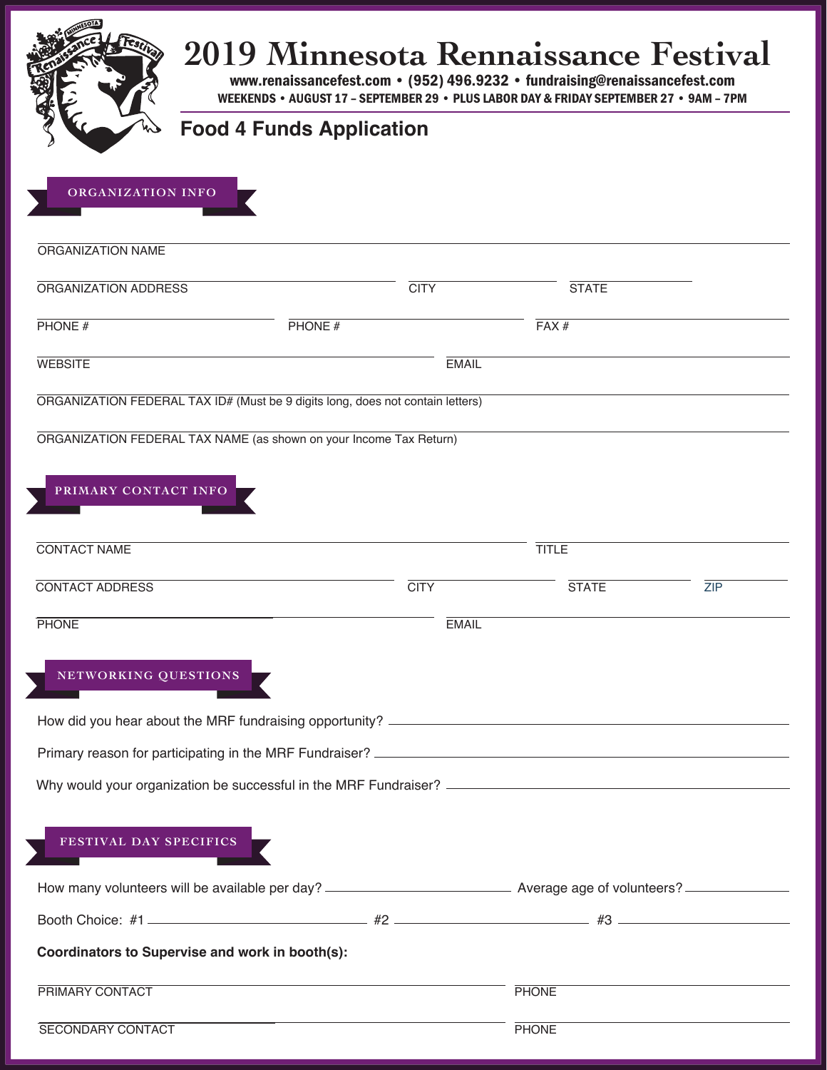# 2019 Minnesota Rennaissance Festival

**www.renaissancefest.com • (952) 496.9232 • fundraising@renaissancefest.com**

**WEEKENDS • AUGUST 17 – SEPTEMBER 29 • PLUS LABOR DAY & FRIDAY SEPTEMBER 27 • 9AM – 7PM**

## Food 4 Funds Application

### ORGANIZATION INFO

ORGANIZATION NAME

ORGANIZATION ADDRESS | CITY | STATE

PHONE # | PHONE # | FAX #

WEBSITE | EMAIL

ORGANIZATION FEDERAL TAX ID# (Must be 9 digits long, does not contain letters)

ORGANIZATION FEDERAL TAX NAME (as shown on your Income Tax Return)

### PRIMARY CONTACT INFO

CONTACT NAME | TITLE

CONTACT ADDRESS | CITY | STATE | ZIP

PHONE | EMAIL

### NETWORKING QUESTIONS

How did you hear about the MRF fundraising opportunity? ____________________

Primary reason for participating in the MRF Fundraiser? ____________________

Why would your organization be successful in the MRF Fundraiser? ____________________

### FESTIVAL DAY SPECIFICS

How many volunteers will be available per day? ____________ Average age of volunteers? ____________

Booth Choice: #1 ____________ #2 ____________ #3 ____________

**Coordinators to Supervise and work in booth(s):**

PRIMARY CONTACT | PHONE

SECONDARY CONTACT | PHONE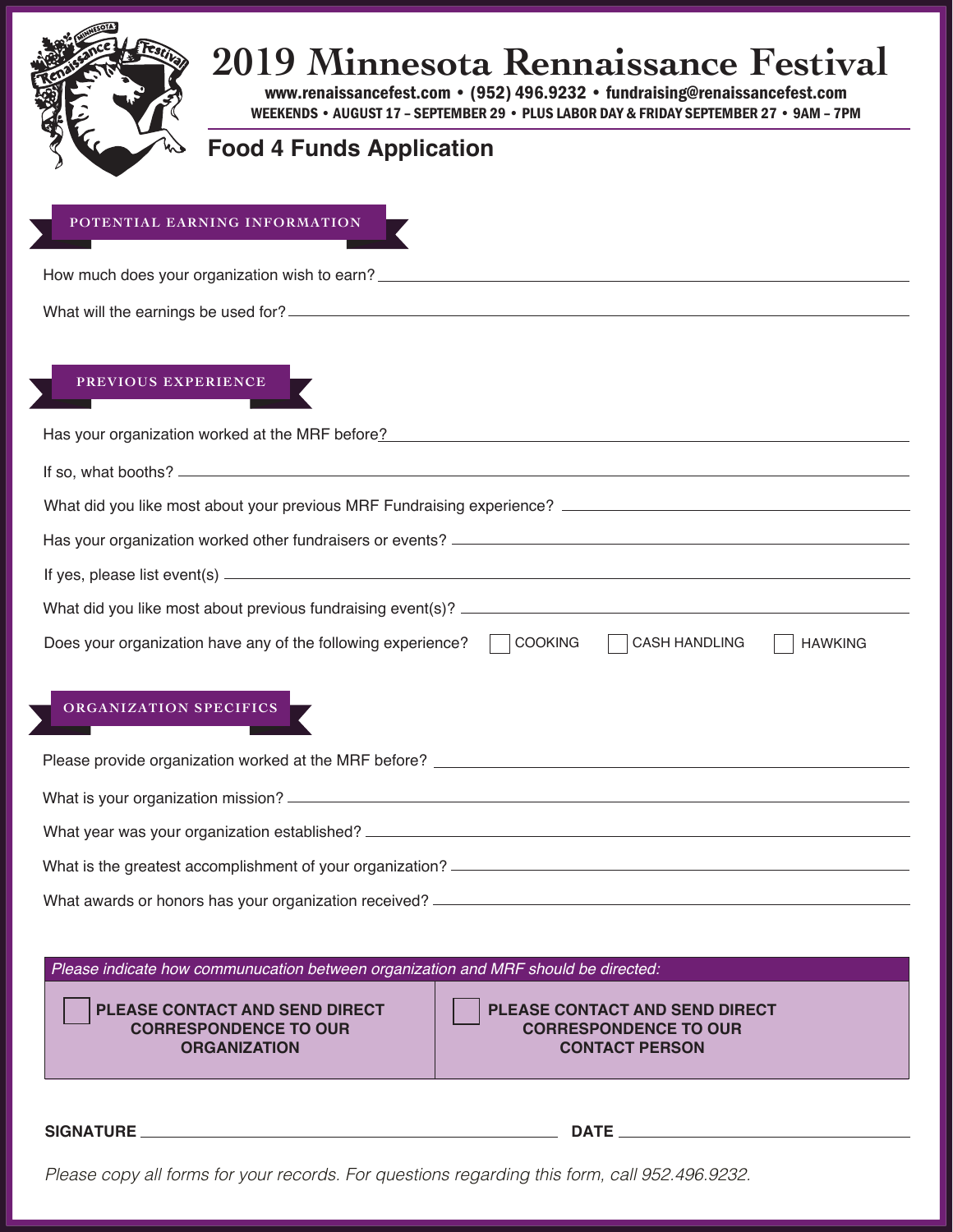# 2019 Minnesota Rennaissance Festival

**www.renaissancefest.com • (952) 496.9232 • fundraising@renaissancefest.com**

**WEEKENDS • AUGUST 17 – SEPTEMBER 29 • PLUS LABOR DAY & FRIDAY SEPTEMBER 27 • 9AM – 7PM**

## Food 4 Funds Application

### POTENTIAL EARNING INFORMATION

How much does your organization wish to earn? ______________________________

What will the earnings be used for? ______________________________

### PREVIOUS EXPERIENCE

Has your organization worked at the MRF before? ______________________________

If so, what booths? ______________________________

What did you like most about your previous MRF Fundraising experience? ______________________________

Has your organization worked other fundraisers or events? ______________________________

If yes, please list event(s) ______________________________

What did you like most about previous fundraising event(s)? ______________________________

Does your organization have any of the following experience? ☐ COOKING ☐ CASH HANDLING ☐ HAWKING

### ORGANIZATION SPECIFICS

Please provide organization worked at the MRF before? ______________________________

What is your organization mission? ______________________________

What year was your organization established? ______________________________

What is the greatest accomplishment of your organization? ______________________________

What awards or honors has your organization received? ______________________________

*Please indicate how communucation between organization and MRF should be directed:*

| | |
|---|---|
| ☐ **PLEASE CONTACT AND SEND DIRECT CORRESPONDENCE TO OUR ORGANIZATION** | ☐ **PLEASE CONTACT AND SEND DIRECT CORRESPONDENCE TO OUR CONTACT PERSON** |

**SIGNATURE** ______________________________ **DATE** ______________________________

*Please copy all forms for your records. For questions regarding this form, call 952.496.9232.*